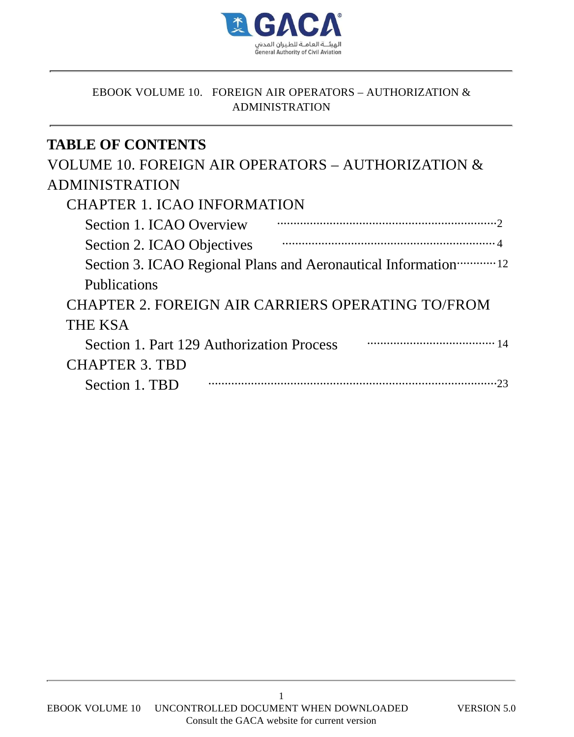EBOOK VOLUME 10. FOREIGN AIR OPERATORS – AUTHORIZATION & ADMINISTRATION

# TABLE OF CONTENTS

VOLUME 10. FOREIGN AIR OPERATORS – AUTHORIZATION & ADMINISTRATION

- CHAPTER 1. ICAO INFORMATION
  - Section 1. ICAO Overview ........ 2
  - Section 2. ICAO Objectives ........ 4
  - Section 3. ICAO Regional Plans and Aeronautical Information Publications ........ 12
- CHAPTER 2. FOREIGN AIR CARRIERS OPERATING TO/FROM THE KSA
  - Section 1. Part 129 Authorization Process ........ 14
- CHAPTER 3. TBD
  - Section 1. TBD ........ 23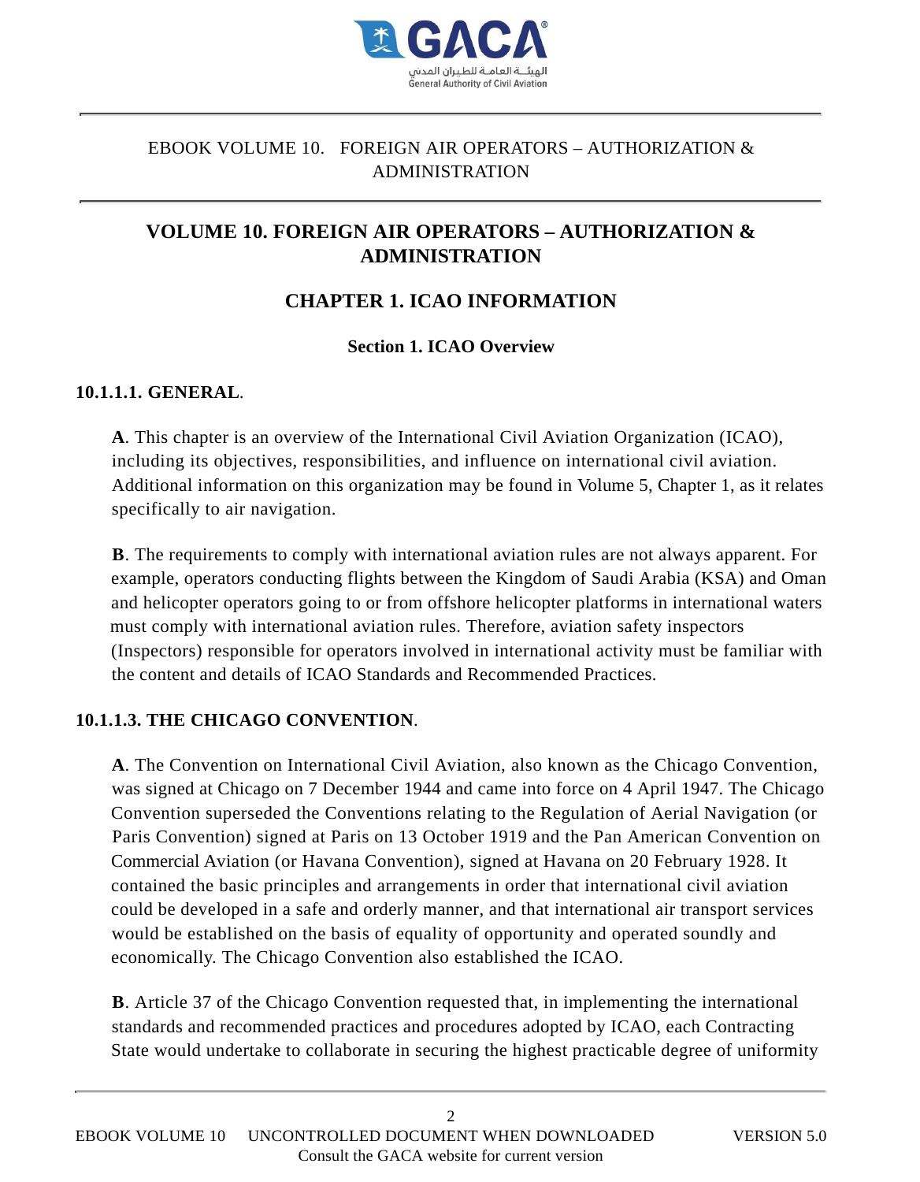# VOLUME 10. FOREIGN AIR OPERATORS – AUTHORIZATION & ADMINISTRATION

## CHAPTER 1. ICAO INFORMATION

### Section 1. ICAO Overview

**10.1.1.1. GENERAL**.

**A**. This chapter is an overview of the International Civil Aviation Organization (ICAO), including its objectives, responsibilities, and influence on international civil aviation. Additional information on this organization may be found in Volume 5, Chapter 1, as it relates specifically to air navigation.

**B**. The requirements to comply with international aviation rules are not always apparent. For example, operators conducting flights between the Kingdom of Saudi Arabia (KSA) and Oman and helicopter operators going to or from offshore helicopter platforms in international waters must comply with international aviation rules. Therefore, aviation safety inspectors (Inspectors) responsible for operators involved in international activity must be familiar with the content and details of ICAO Standards and Recommended Practices.

**10.1.1.3. THE CHICAGO CONVENTION**.

**A**. The Convention on International Civil Aviation, also known as the Chicago Convention, was signed at Chicago on 7 December 1944 and came into force on 4 April 1947. The Chicago Convention superseded the Conventions relating to the Regulation of Aerial Navigation (or Paris Convention) signed at Paris on 13 October 1919 and the Pan American Convention on Commercial Aviation (or Havana Convention), signed at Havana on 20 February 1928. It contained the basic principles and arrangements in order that international civil aviation could be developed in a safe and orderly manner, and that international air transport services would be established on the basis of equality of opportunity and operated soundly and economically. The Chicago Convention also established the ICAO.

**B**. Article 37 of the Chicago Convention requested that, in implementing the international standards and recommended practices and procedures adopted by ICAO, each Contracting State would undertake to collaborate in securing the highest practicable degree of uniformity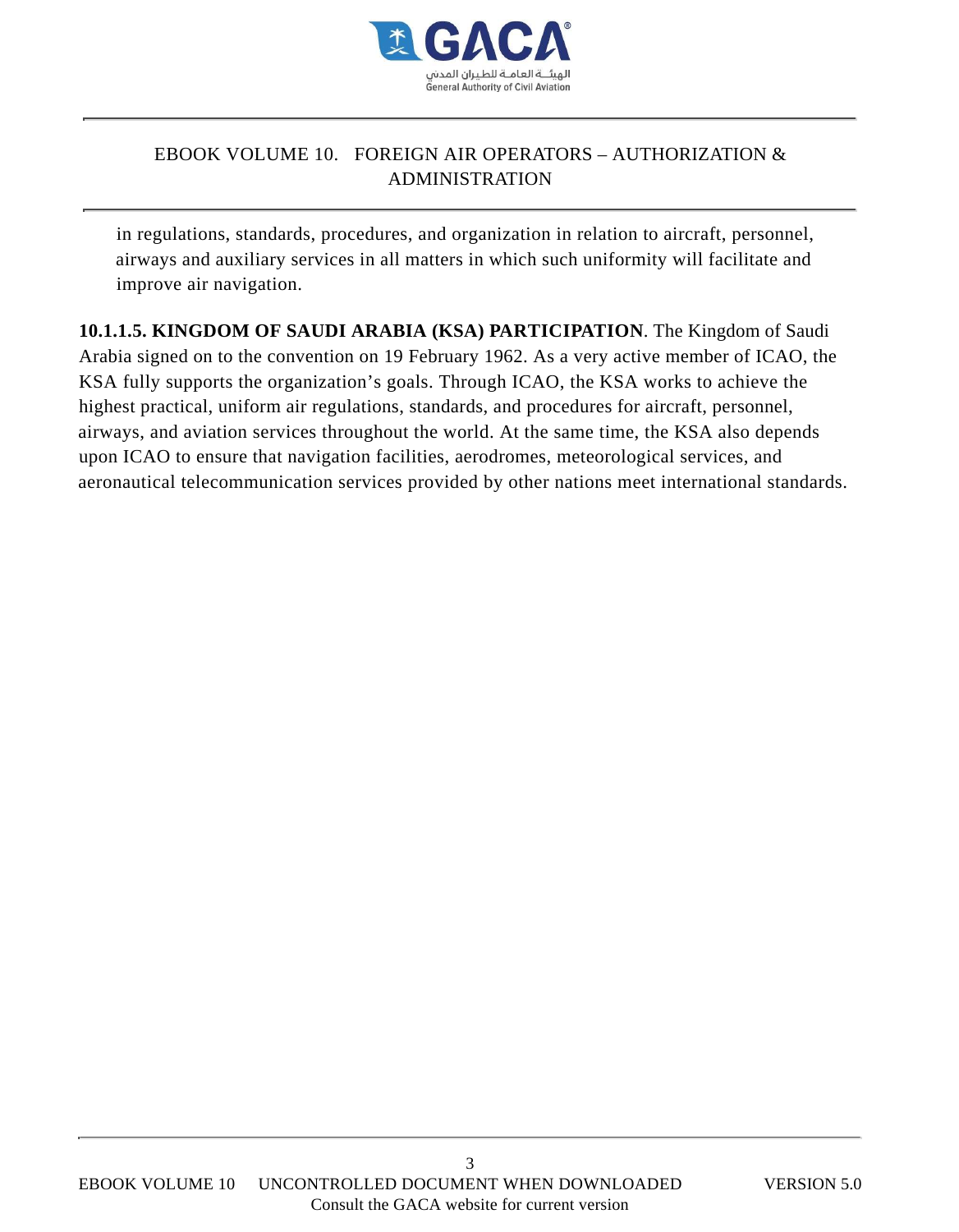in regulations, standards, procedures, and organization in relation to aircraft, personnel, airways and auxiliary services in all matters in which such uniformity will facilitate and improve air navigation.

**10.1.1.5. KINGDOM OF SAUDI ARABIA (KSA) PARTICIPATION**. The Kingdom of Saudi Arabia signed on to the convention on 19 February 1962. As a very active member of ICAO, the KSA fully supports the organization's goals. Through ICAO, the KSA works to achieve the highest practical, uniform air regulations, standards, and procedures for aircraft, personnel, airways, and aviation services throughout the world. At the same time, the KSA also depends upon ICAO to ensure that navigation facilities, aerodromes, meteorological services, and aeronautical telecommunication services provided by other nations meet international standards.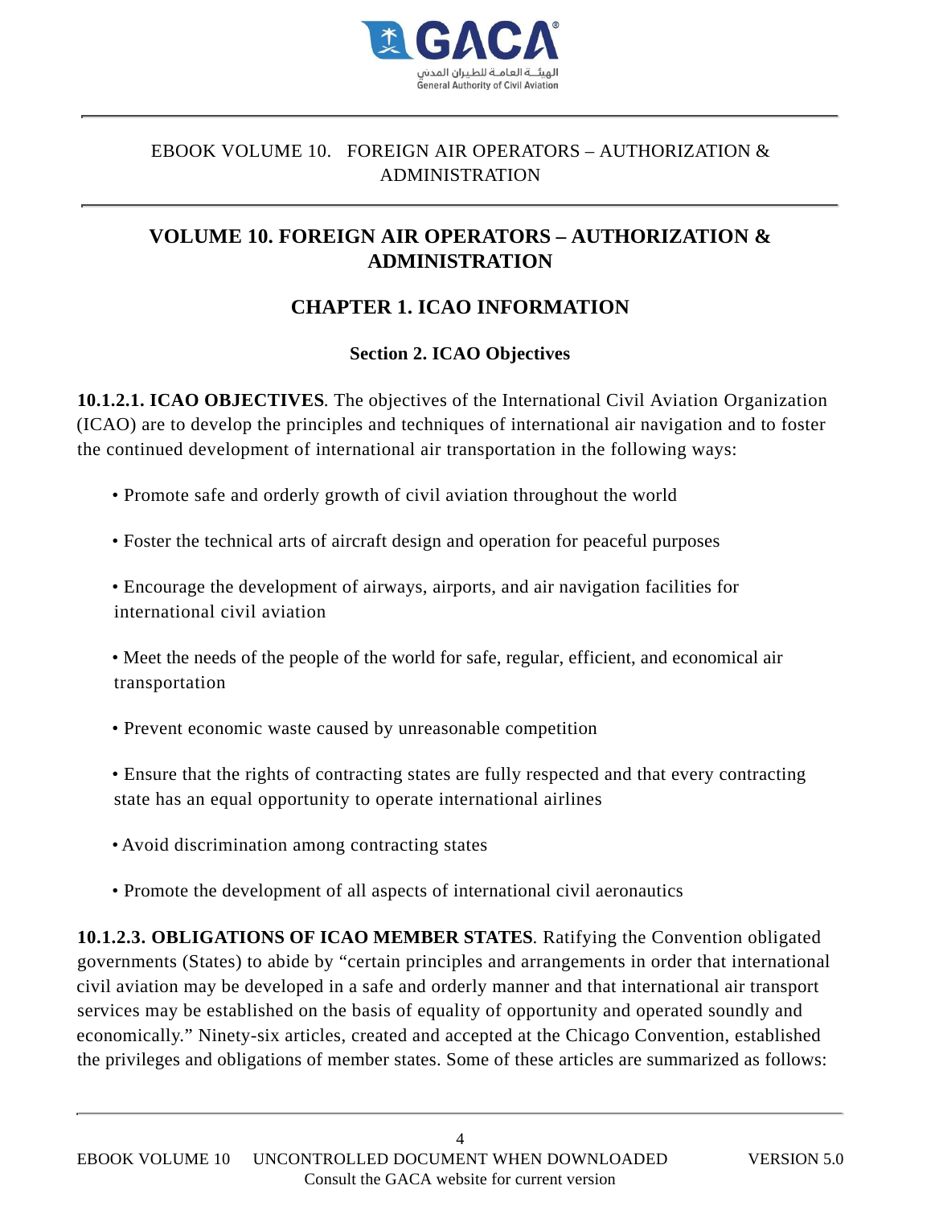# VOLUME 10. FOREIGN AIR OPERATORS – AUTHORIZATION & ADMINISTRATION

## CHAPTER 1. ICAO INFORMATION

### Section 2. ICAO Objectives

**10.1.2.1. ICAO OBJECTIVES**. The objectives of the International Civil Aviation Organization (ICAO) are to develop the principles and techniques of international air navigation and to foster the continued development of international air transportation in the following ways:

- Promote safe and orderly growth of civil aviation throughout the world
- Foster the technical arts of aircraft design and operation for peaceful purposes
- Encourage the development of airways, airports, and air navigation facilities for international civil aviation
- Meet the needs of the people of the world for safe, regular, efficient, and economical air transportation
- Prevent economic waste caused by unreasonable competition
- Ensure that the rights of contracting states are fully respected and that every contracting state has an equal opportunity to operate international airlines
- Avoid discrimination among contracting states
- Promote the development of all aspects of international civil aeronautics

**10.1.2.3. OBLIGATIONS OF ICAO MEMBER STATES**. Ratifying the Convention obligated governments (States) to abide by "certain principles and arrangements in order that international civil aviation may be developed in a safe and orderly manner and that international air transport services may be established on the basis of equality of opportunity and operated soundly and economically." Ninety-six articles, created and accepted at the Chicago Convention, established the privileges and obligations of member states. Some of these articles are summarized as follows: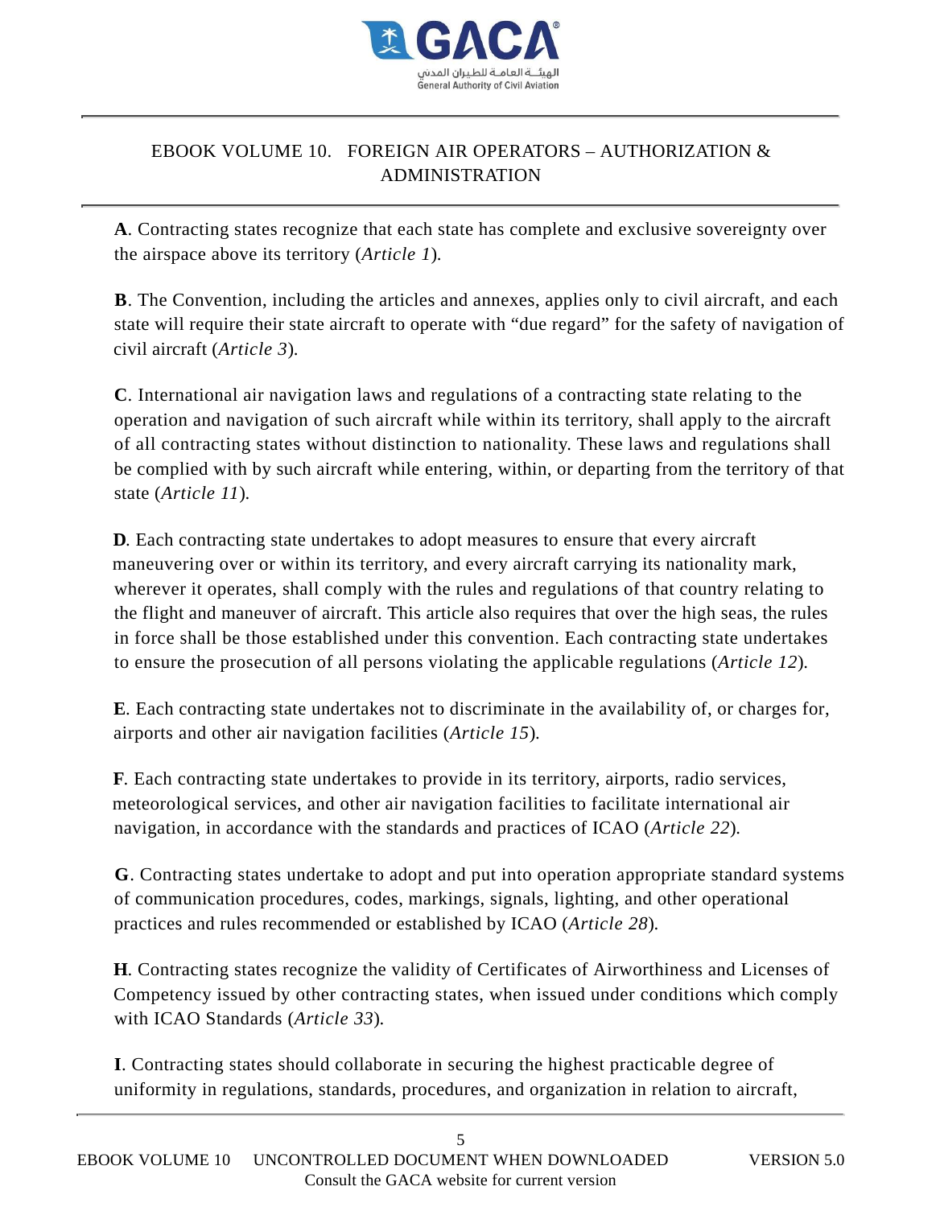**A**. Contracting states recognize that each state has complete and exclusive sovereignty over the airspace above its territory (*Article 1*).

**B**. The Convention, including the articles and annexes, applies only to civil aircraft, and each state will require their state aircraft to operate with "due regard" for the safety of navigation of civil aircraft (*Article 3*).

**C**. International air navigation laws and regulations of a contracting state relating to the operation and navigation of such aircraft while within its territory, shall apply to the aircraft of all contracting states without distinction to nationality. These laws and regulations shall be complied with by such aircraft while entering, within, or departing from the territory of that state (*Article 11*).

**D**. Each contracting state undertakes to adopt measures to ensure that every aircraft maneuvering over or within its territory, and every aircraft carrying its nationality mark, wherever it operates, shall comply with the rules and regulations of that country relating to the flight and maneuver of aircraft. This article also requires that over the high seas, the rules in force shall be those established under this convention. Each contracting state undertakes to ensure the prosecution of all persons violating the applicable regulations (*Article 12*).

**E**. Each contracting state undertakes not to discriminate in the availability of, or charges for, airports and other air navigation facilities (*Article 15*).

**F**. Each contracting state undertakes to provide in its territory, airports, radio services, meteorological services, and other air navigation facilities to facilitate international air navigation, in accordance with the standards and practices of ICAO (*Article 22*).

**G**. Contracting states undertake to adopt and put into operation appropriate standard systems of communication procedures, codes, markings, signals, lighting, and other operational practices and rules recommended or established by ICAO (*Article 28*).

**H**. Contracting states recognize the validity of Certificates of Airworthiness and Licenses of Competency issued by other contracting states, when issued under conditions which comply with ICAO Standards (*Article 33*).

**I**. Contracting states should collaborate in securing the highest practicable degree of uniformity in regulations, standards, procedures, and organization in relation to aircraft,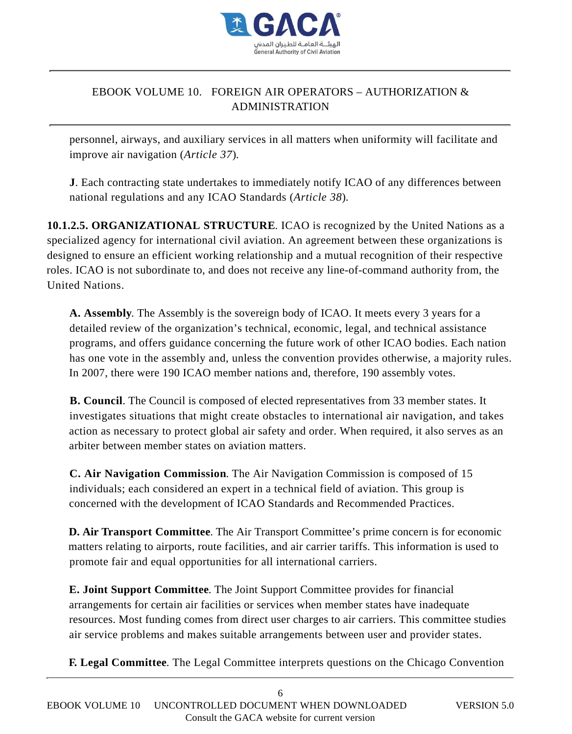personnel, airways, and auxiliary services in all matters when uniformity will facilitate and improve air navigation (*Article 37*).

**J**. Each contracting state undertakes to immediately notify ICAO of any differences between national regulations and any ICAO Standards (*Article 38*).

**10.1.2.5. ORGANIZATIONAL STRUCTURE**. ICAO is recognized by the United Nations as a specialized agency for international civil aviation. An agreement between these organizations is designed to ensure an efficient working relationship and a mutual recognition of their respective roles. ICAO is not subordinate to, and does not receive any line-of-command authority from, the United Nations.

**A. Assembly**. The Assembly is the sovereign body of ICAO. It meets every 3 years for a detailed review of the organization's technical, economic, legal, and technical assistance programs, and offers guidance concerning the future work of other ICAO bodies. Each nation has one vote in the assembly and, unless the convention provides otherwise, a majority rules. In 2007, there were 190 ICAO member nations and, therefore, 190 assembly votes.

**B. Council**. The Council is composed of elected representatives from 33 member states. It investigates situations that might create obstacles to international air navigation, and takes action as necessary to protect global air safety and order. When required, it also serves as an arbiter between member states on aviation matters.

**C. Air Navigation Commission**. The Air Navigation Commission is composed of 15 individuals; each considered an expert in a technical field of aviation. This group is concerned with the development of ICAO Standards and Recommended Practices.

**D. Air Transport Committee**. The Air Transport Committee's prime concern is for economic matters relating to airports, route facilities, and air carrier tariffs. This information is used to promote fair and equal opportunities for all international carriers.

**E. Joint Support Committee**. The Joint Support Committee provides for financial arrangements for certain air facilities or services when member states have inadequate resources. Most funding comes from direct user charges to air carriers. This committee studies air service problems and makes suitable arrangements between user and provider states.

**F. Legal Committee**. The Legal Committee interprets questions on the Chicago Convention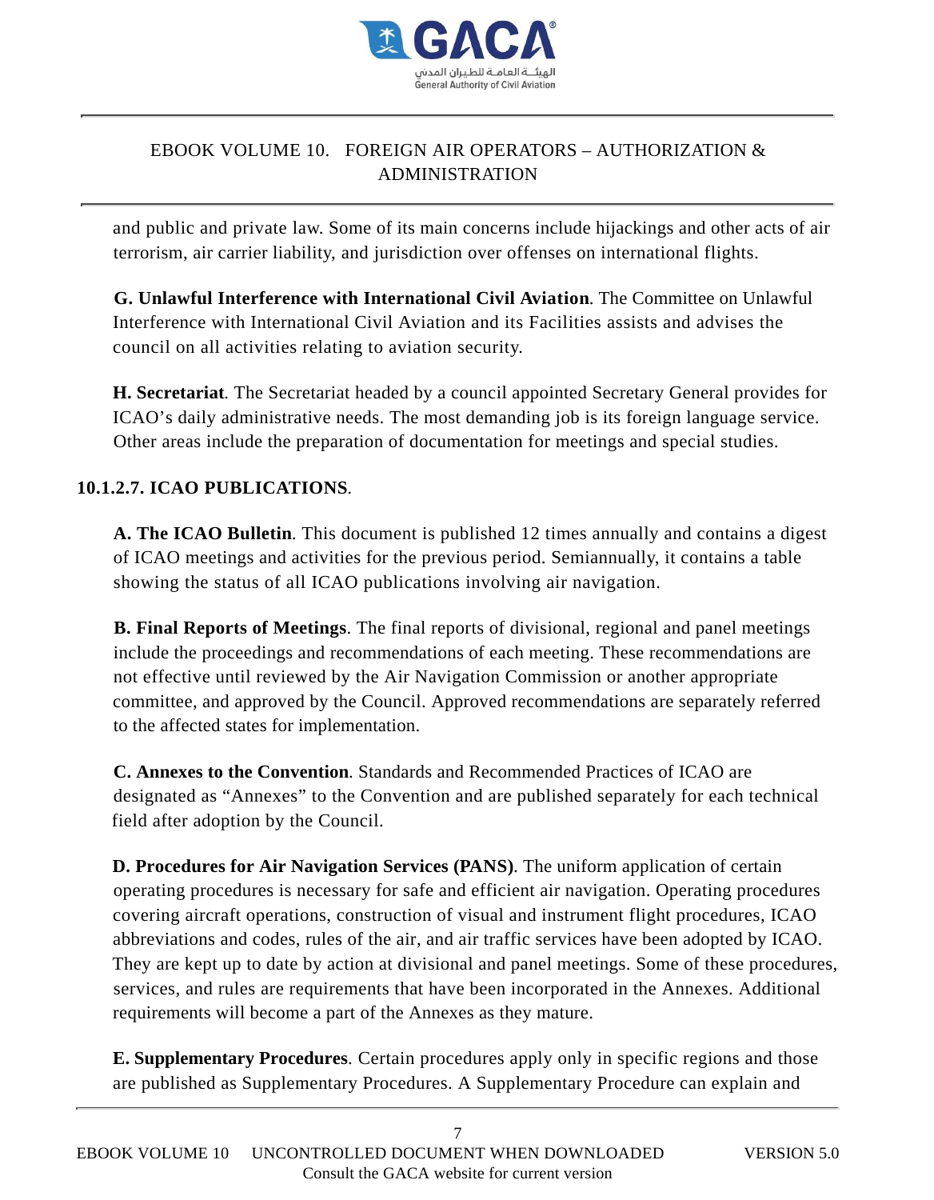and public and private law. Some of its main concerns include hijackings and other acts of air terrorism, air carrier liability, and jurisdiction over offenses on international flights.

**G. Unlawful Interference with International Civil Aviation**. The Committee on Unlawful Interference with International Civil Aviation and its Facilities assists and advises the council on all activities relating to aviation security.

**H. Secretariat**. The Secretariat headed by a council appointed Secretary General provides for ICAO's daily administrative needs. The most demanding job is its foreign language service. Other areas include the preparation of documentation for meetings and special studies.

### 10.1.2.7. ICAO PUBLICATIONS.

**A. The ICAO Bulletin**. This document is published 12 times annually and contains a digest of ICAO meetings and activities for the previous period. Semiannually, it contains a table showing the status of all ICAO publications involving air navigation.

**B. Final Reports of Meetings**. The final reports of divisional, regional and panel meetings include the proceedings and recommendations of each meeting. These recommendations are not effective until reviewed by the Air Navigation Commission or another appropriate committee, and approved by the Council. Approved recommendations are separately referred to the affected states for implementation.

**C. Annexes to the Convention**. Standards and Recommended Practices of ICAO are designated as "Annexes" to the Convention and are published separately for each technical field after adoption by the Council.

**D. Procedures for Air Navigation Services (PANS)**. The uniform application of certain operating procedures is necessary for safe and efficient air navigation. Operating procedures covering aircraft operations, construction of visual and instrument flight procedures, ICAO abbreviations and codes, rules of the air, and air traffic services have been adopted by ICAO. They are kept up to date by action at divisional and panel meetings. Some of these procedures, services, and rules are requirements that have been incorporated in the Annexes. Additional requirements will become a part of the Annexes as they mature.

**E. Supplementary Procedures**. Certain procedures apply only in specific regions and those are published as Supplementary Procedures. A Supplementary Procedure can explain and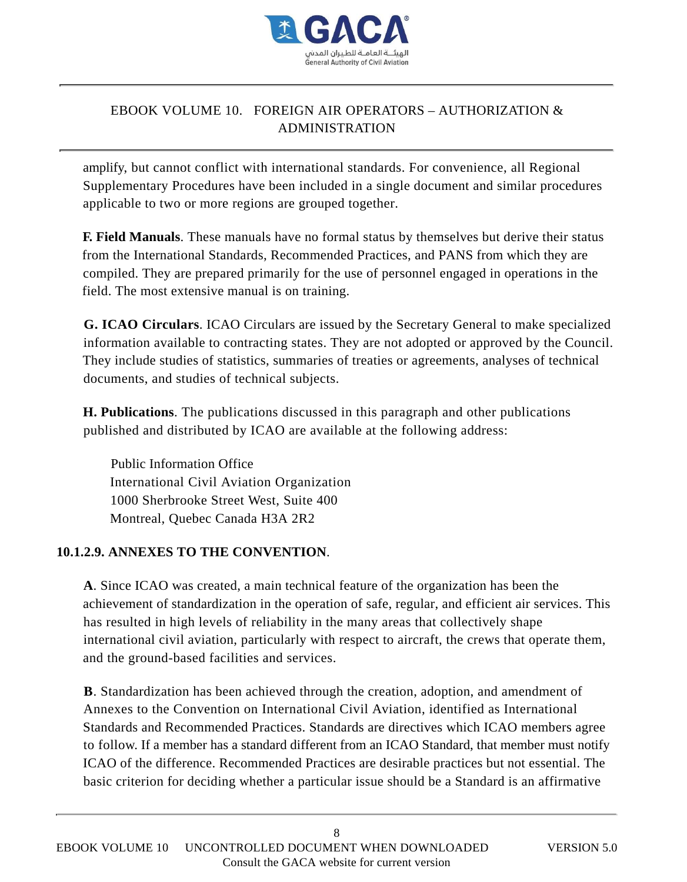amplify, but cannot conflict with international standards. For convenience, all Regional Supplementary Procedures have been included in a single document and similar procedures applicable to two or more regions are grouped together.

**F. Field Manuals**. These manuals have no formal status by themselves but derive their status from the International Standards, Recommended Practices, and PANS from which they are compiled. They are prepared primarily for the use of personnel engaged in operations in the field. The most extensive manual is on training.

**G. ICAO Circulars**. ICAO Circulars are issued by the Secretary General to make specialized information available to contracting states. They are not adopted or approved by the Council. They include studies of statistics, summaries of treaties or agreements, analyses of technical documents, and studies of technical subjects.

**H. Publications**. The publications discussed in this paragraph and other publications published and distributed by ICAO are available at the following address:

Public Information Office
International Civil Aviation Organization
1000 Sherbrooke Street West, Suite 400
Montreal, Quebec Canada H3A 2R2

**10.1.2.9. ANNEXES TO THE CONVENTION**.

**A**. Since ICAO was created, a main technical feature of the organization has been the achievement of standardization in the operation of safe, regular, and efficient air services. This has resulted in high levels of reliability in the many areas that collectively shape international civil aviation, particularly with respect to aircraft, the crews that operate them, and the ground-based facilities and services.

**B**. Standardization has been achieved through the creation, adoption, and amendment of Annexes to the Convention on International Civil Aviation, identified as International Standards and Recommended Practices. Standards are directives which ICAO members agree to follow. If a member has a standard different from an ICAO Standard, that member must notify ICAO of the difference. Recommended Practices are desirable practices but not essential. The basic criterion for deciding whether a particular issue should be a Standard is an affirmative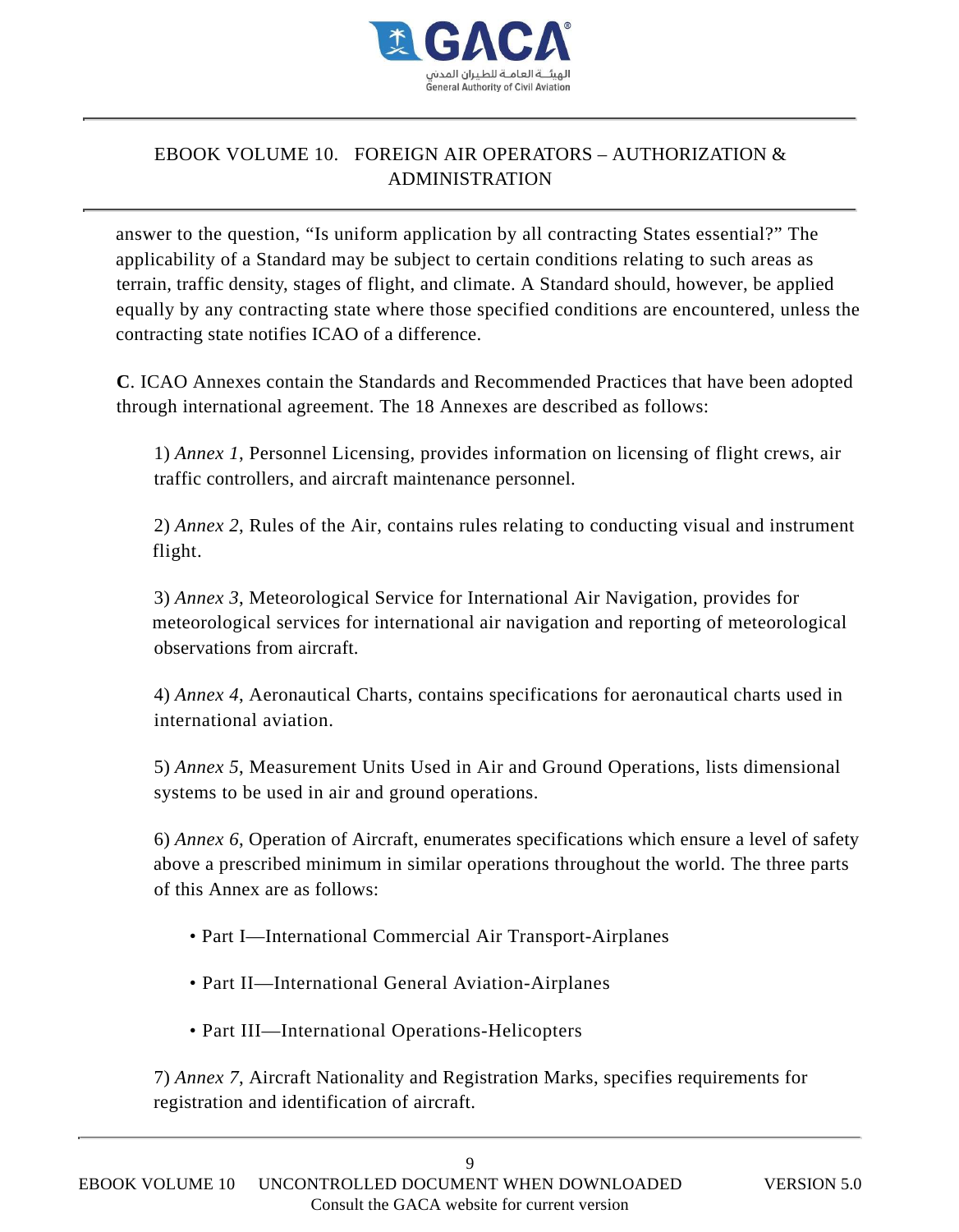answer to the question, “Is uniform application by all contracting States essential?” The applicability of a Standard may be subject to certain conditions relating to such areas as terrain, traffic density, stages of flight, and climate. A Standard should, however, be applied equally by any contracting state where those specified conditions are encountered, unless the contracting state notifies ICAO of a difference.

**C**. ICAO Annexes contain the Standards and Recommended Practices that have been adopted through international agreement. The 18 Annexes are described as follows:

1) *Annex 1*, Personnel Licensing, provides information on licensing of flight crews, air traffic controllers, and aircraft maintenance personnel.

2) *Annex 2*, Rules of the Air, contains rules relating to conducting visual and instrument flight.

3) *Annex 3*, Meteorological Service for International Air Navigation, provides for meteorological services for international air navigation and reporting of meteorological observations from aircraft.

4) *Annex 4*, Aeronautical Charts, contains specifications for aeronautical charts used in international aviation.

5) *Annex 5*, Measurement Units Used in Air and Ground Operations, lists dimensional systems to be used in air and ground operations.

6) *Annex 6*, Operation of Aircraft, enumerates specifications which ensure a level of safety above a prescribed minimum in similar operations throughout the world. The three parts of this Annex are as follows:

- Part I—International Commercial Air Transport-Airplanes
- Part II—International General Aviation-Airplanes
- Part III—International Operations-Helicopters

7) *Annex 7*, Aircraft Nationality and Registration Marks, specifies requirements for registration and identification of aircraft.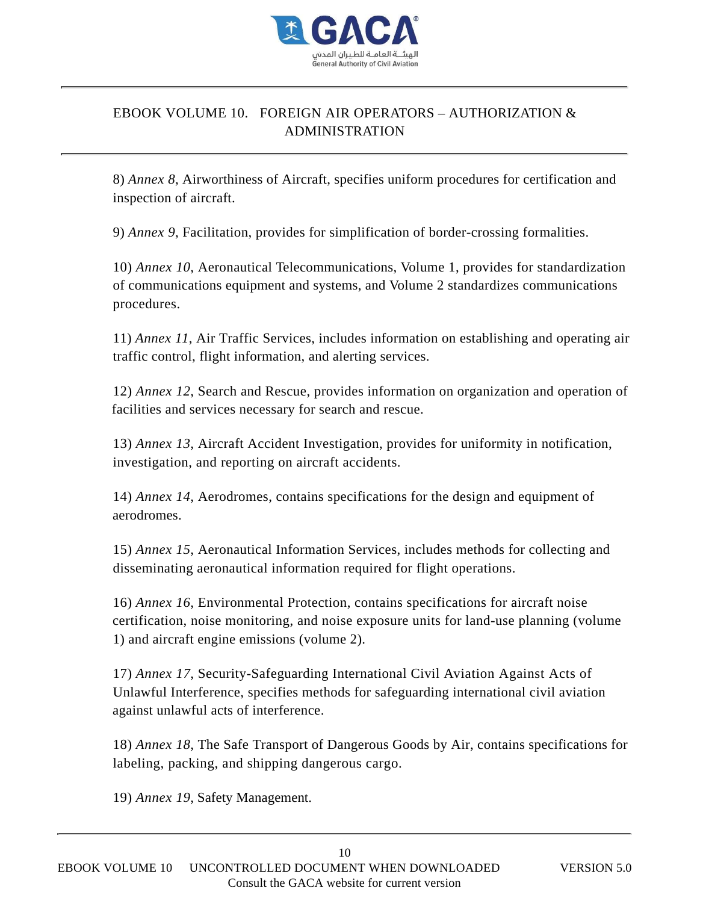8) *Annex 8*, Airworthiness of Aircraft, specifies uniform procedures for certification and inspection of aircraft.

9) *Annex 9*, Facilitation, provides for simplification of border-crossing formalities.

10) *Annex 10*, Aeronautical Telecommunications, Volume 1, provides for standardization of communications equipment and systems, and Volume 2 standardizes communications procedures.

11) *Annex 11*, Air Traffic Services, includes information on establishing and operating air traffic control, flight information, and alerting services.

12) *Annex 12*, Search and Rescue, provides information on organization and operation of facilities and services necessary for search and rescue.

13) *Annex 13*, Aircraft Accident Investigation, provides for uniformity in notification, investigation, and reporting on aircraft accidents.

14) *Annex 14*, Aerodromes, contains specifications for the design and equipment of aerodromes.

15) *Annex 15*, Aeronautical Information Services, includes methods for collecting and disseminating aeronautical information required for flight operations.

16) *Annex 16*, Environmental Protection, contains specifications for aircraft noise certification, noise monitoring, and noise exposure units for land-use planning (volume 1) and aircraft engine emissions (volume 2).

17) *Annex 17*, Security-Safeguarding International Civil Aviation Against Acts of Unlawful Interference, specifies methods for safeguarding international civil aviation against unlawful acts of interference.

18) *Annex 18*, The Safe Transport of Dangerous Goods by Air, contains specifications for labeling, packing, and shipping dangerous cargo.

19) *Annex 19*, Safety Management.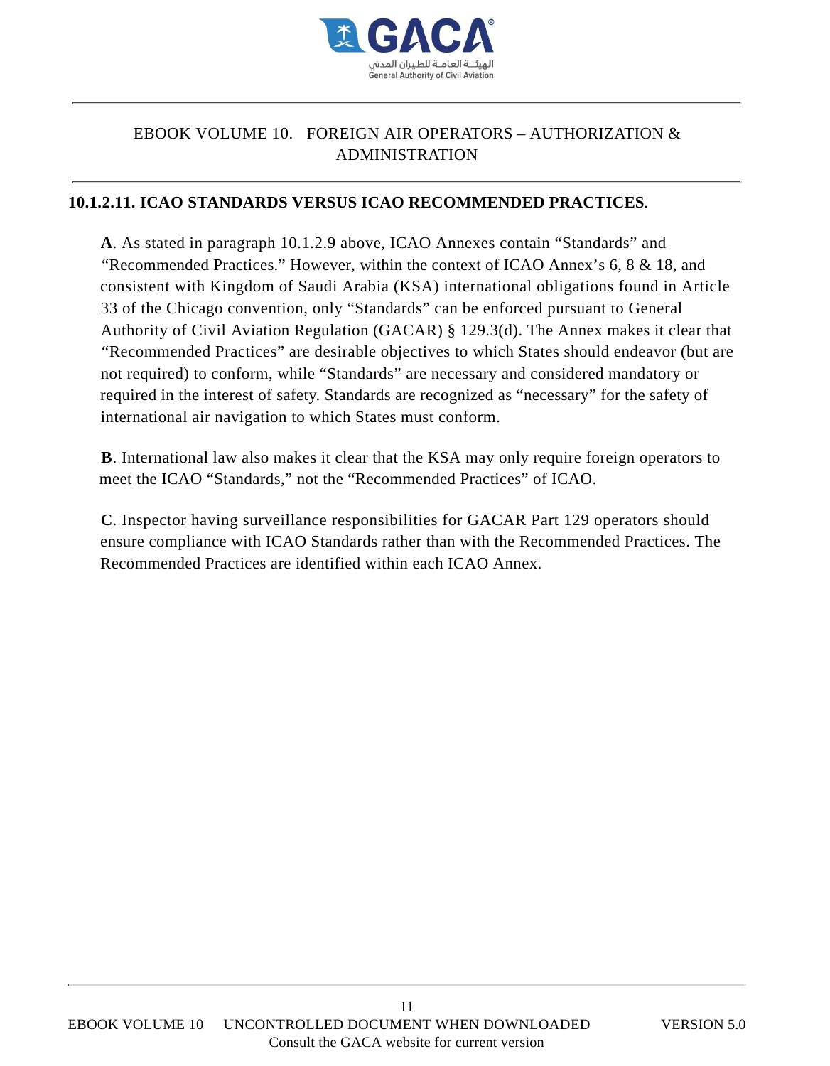### 10.1.2.11. ICAO STANDARDS VERSUS ICAO RECOMMENDED PRACTICES.

**A**. As stated in paragraph 10.1.2.9 above, ICAO Annexes contain “Standards” and “Recommended Practices.” However, within the context of ICAO Annex’s 6, 8 & 18, and consistent with Kingdom of Saudi Arabia (KSA) international obligations found in Article 33 of the Chicago convention, only “Standards” can be enforced pursuant to General Authority of Civil Aviation Regulation (GACAR) § 129.3(d). The Annex makes it clear that “Recommended Practices” are desirable objectives to which States should endeavor (but are not required) to conform, while “Standards” are necessary and considered mandatory or required in the interest of safety. Standards are recognized as “necessary” for the safety of international air navigation to which States must conform.

**B**. International law also makes it clear that the KSA may only require foreign operators to meet the ICAO “Standards,” not the “Recommended Practices” of ICAO.

**C**. Inspector having surveillance responsibilities for GACAR Part 129 operators should ensure compliance with ICAO Standards rather than with the Recommended Practices. The Recommended Practices are identified within each ICAO Annex.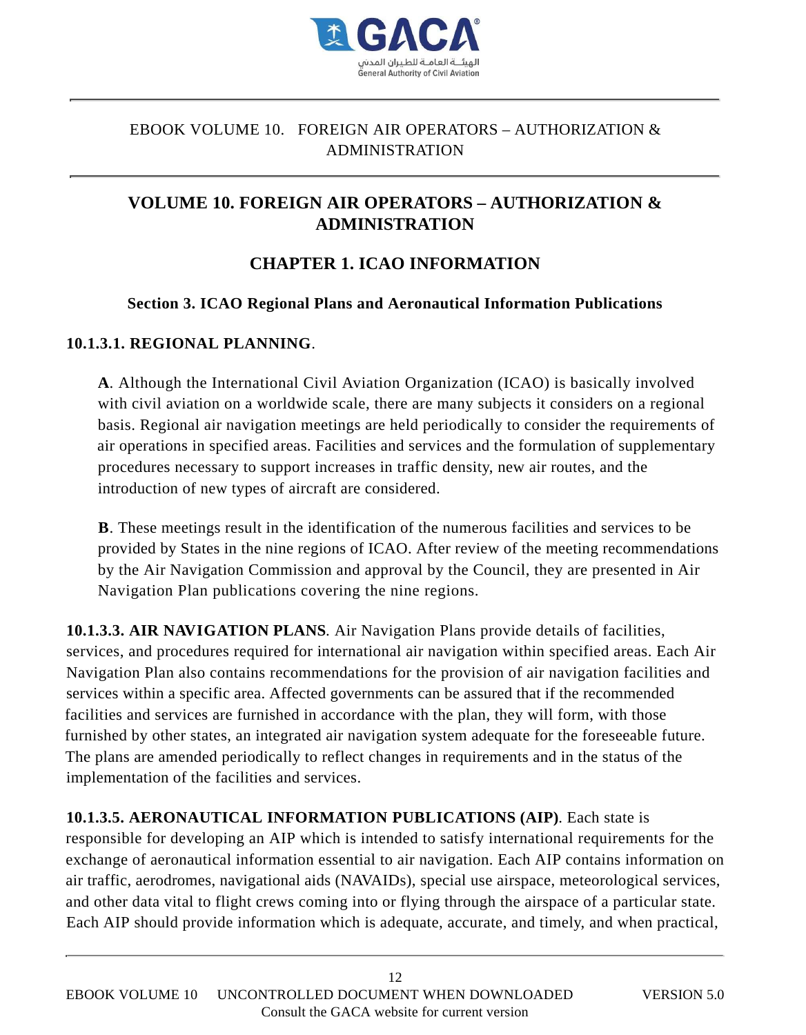# VOLUME 10. FOREIGN AIR OPERATORS – AUTHORIZATION & ADMINISTRATION

## CHAPTER 1. ICAO INFORMATION

### Section 3. ICAO Regional Plans and Aeronautical Information Publications

**10.1.3.1. REGIONAL PLANNING**.

**A**. Although the International Civil Aviation Organization (ICAO) is basically involved with civil aviation on a worldwide scale, there are many subjects it considers on a regional basis. Regional air navigation meetings are held periodically to consider the requirements of air operations in specified areas. Facilities and services and the formulation of supplementary procedures necessary to support increases in traffic density, new air routes, and the introduction of new types of aircraft are considered.

**B**. These meetings result in the identification of the numerous facilities and services to be provided by States in the nine regions of ICAO. After review of the meeting recommendations by the Air Navigation Commission and approval by the Council, they are presented in Air Navigation Plan publications covering the nine regions.

**10.1.3.3. AIR NAVIGATION PLANS**. Air Navigation Plans provide details of facilities, services, and procedures required for international air navigation within specified areas. Each Air Navigation Plan also contains recommendations for the provision of air navigation facilities and services within a specific area. Affected governments can be assured that if the recommended facilities and services are furnished in accordance with the plan, they will form, with those furnished by other states, an integrated air navigation system adequate for the foreseeable future. The plans are amended periodically to reflect changes in requirements and in the status of the implementation of the facilities and services.

**10.1.3.5. AERONAUTICAL INFORMATION PUBLICATIONS (AIP)**. Each state is responsible for developing an AIP which is intended to satisfy international requirements for the exchange of aeronautical information essential to air navigation. Each AIP contains information on air traffic, aerodromes, navigational aids (NAVAIDs), special use airspace, meteorological services, and other data vital to flight crews coming into or flying through the airspace of a particular state. Each AIP should provide information which is adequate, accurate, and timely, and when practical,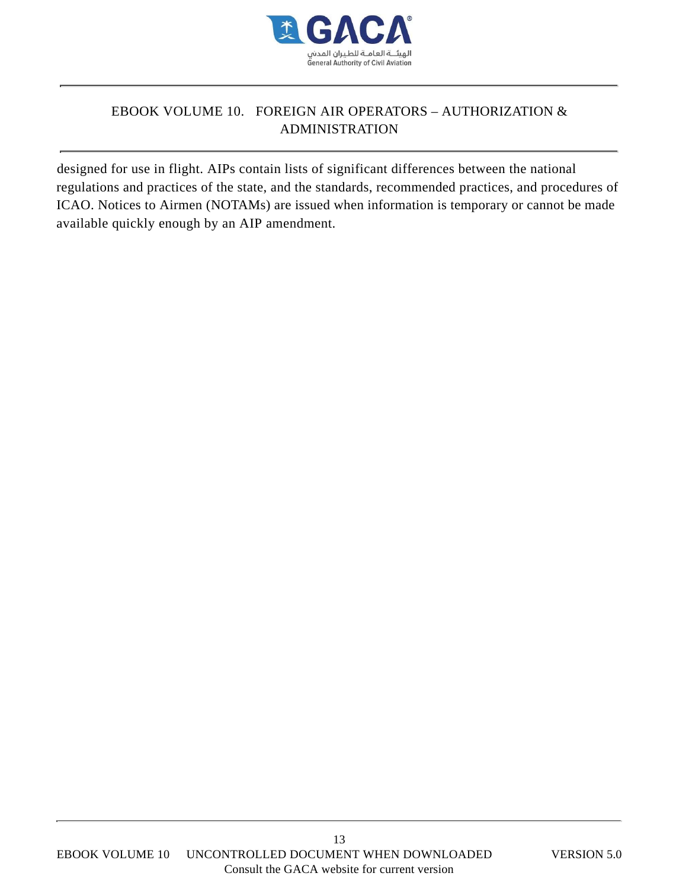designed for use in flight. AIPs contain lists of significant differences between the national regulations and practices of the state, and the standards, recommended practices, and procedures of ICAO. Notices to Airmen (NOTAMs) are issued when information is temporary or cannot be made available quickly enough by an AIP amendment.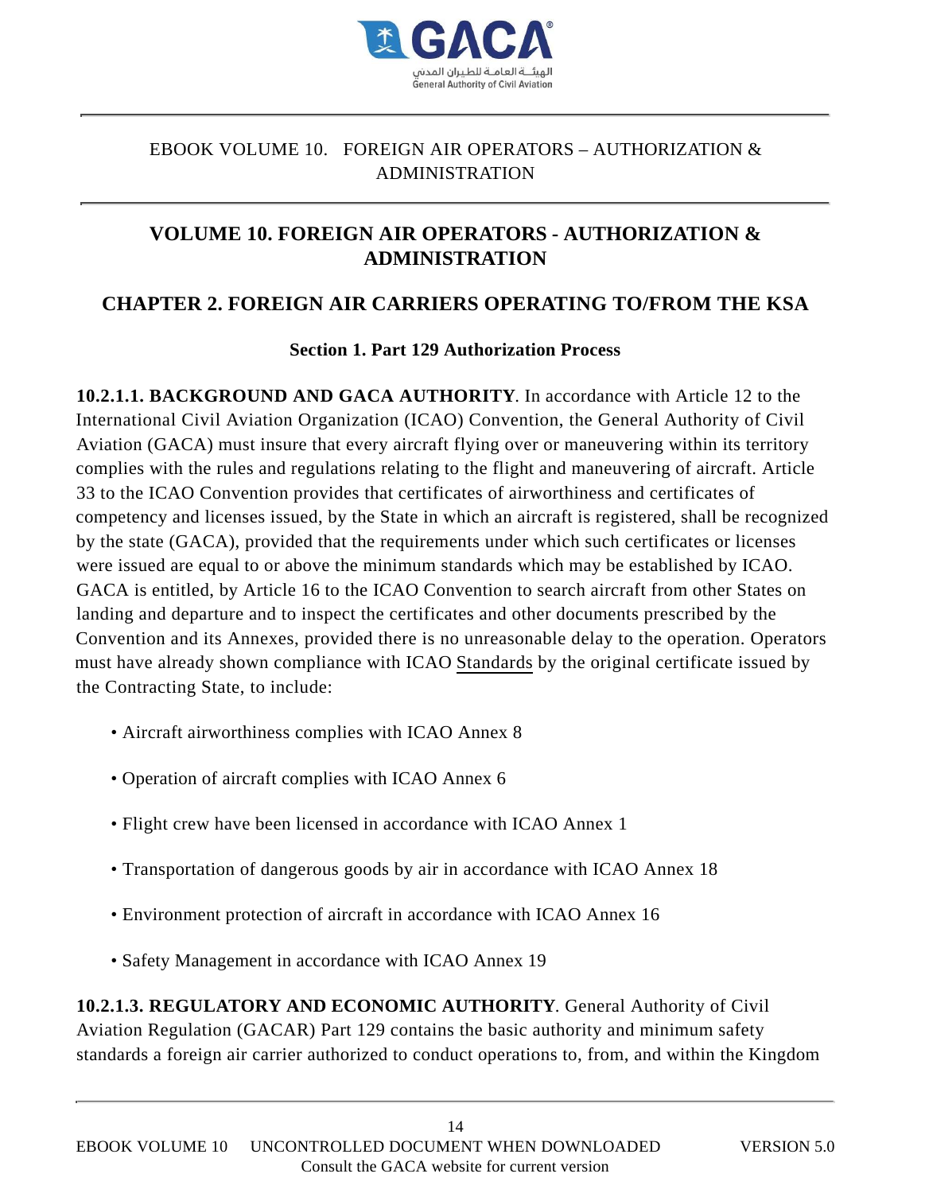# VOLUME 10. FOREIGN AIR OPERATORS - AUTHORIZATION & ADMINISTRATION

## CHAPTER 2. FOREIGN AIR CARRIERS OPERATING TO/FROM THE KSA

### Section 1. Part 129 Authorization Process

**10.2.1.1. BACKGROUND AND GACA AUTHORITY**. In accordance with Article 12 to the International Civil Aviation Organization (ICAO) Convention, the General Authority of Civil Aviation (GACA) must insure that every aircraft flying over or maneuvering within its territory complies with the rules and regulations relating to the flight and maneuvering of aircraft. Article 33 to the ICAO Convention provides that certificates of airworthiness and certificates of competency and licenses issued, by the State in which an aircraft is registered, shall be recognized by the state (GACA), provided that the requirements under which such certificates or licenses were issued are equal to or above the minimum standards which may be established by ICAO. GACA is entitled, by Article 16 to the ICAO Convention to search aircraft from other States on landing and departure and to inspect the certificates and other documents prescribed by the Convention and its Annexes, provided there is no unreasonable delay to the operation. Operators must have already shown compliance with ICAO Standards by the original certificate issued by the Contracting State, to include:

- Aircraft airworthiness complies with ICAO Annex 8
- Operation of aircraft complies with ICAO Annex 6
- Flight crew have been licensed in accordance with ICAO Annex 1
- Transportation of dangerous goods by air in accordance with ICAO Annex 18
- Environment protection of aircraft in accordance with ICAO Annex 16
- Safety Management in accordance with ICAO Annex 19

**10.2.1.3. REGULATORY AND ECONOMIC AUTHORITY**. General Authority of Civil Aviation Regulation (GACAR) Part 129 contains the basic authority and minimum safety standards a foreign air carrier authorized to conduct operations to, from, and within the Kingdom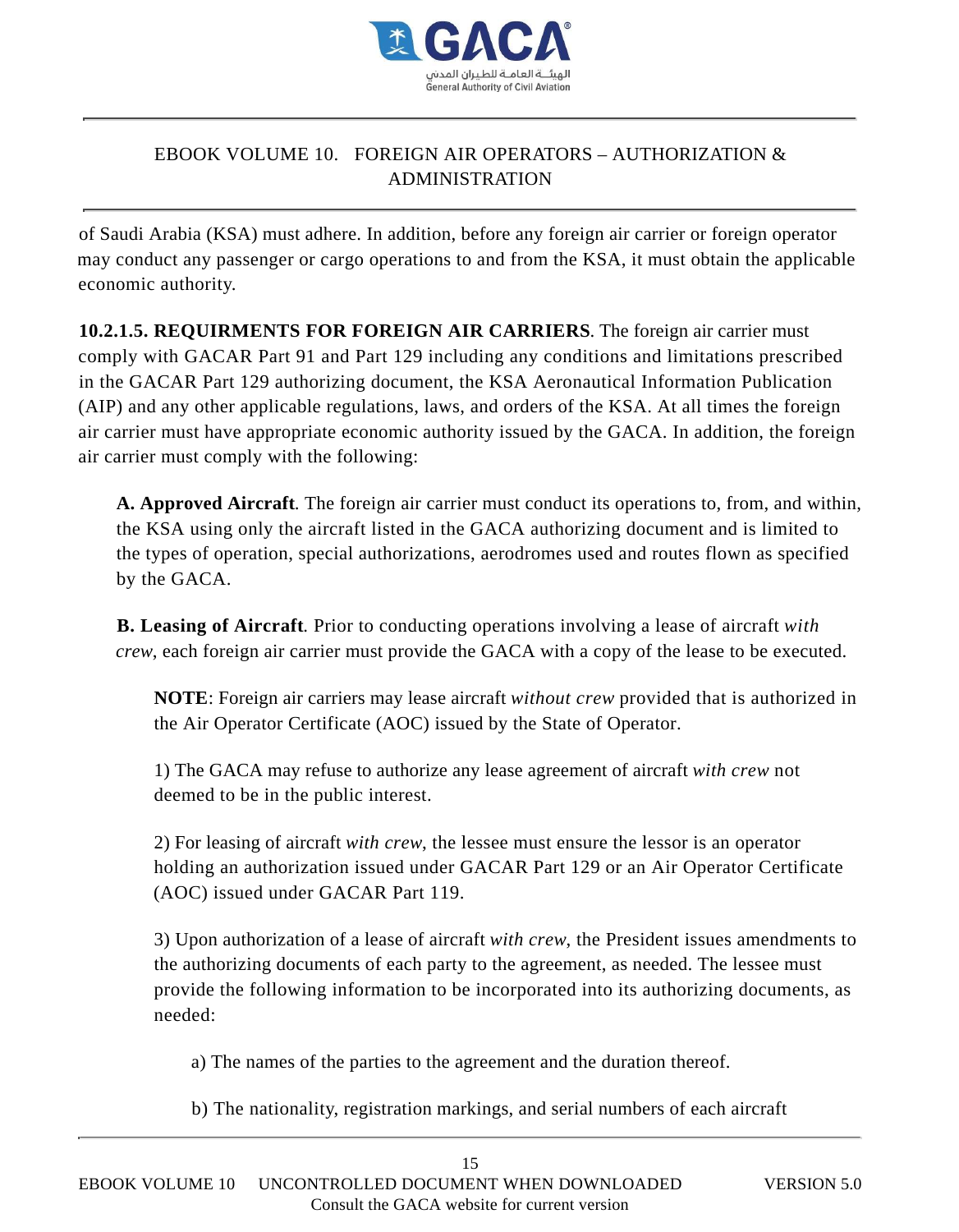of Saudi Arabia (KSA) must adhere. In addition, before any foreign air carrier or foreign operator may conduct any passenger or cargo operations to and from the KSA, it must obtain the applicable economic authority.

**10.2.1.5. REQUIRMENTS FOR FOREIGN AIR CARRIERS**. The foreign air carrier must comply with GACAR Part 91 and Part 129 including any conditions and limitations prescribed in the GACAR Part 129 authorizing document, the KSA Aeronautical Information Publication (AIP) and any other applicable regulations, laws, and orders of the KSA. At all times the foreign air carrier must have appropriate economic authority issued by the GACA. In addition, the foreign air carrier must comply with the following:

**A. Approved Aircraft**. The foreign air carrier must conduct its operations to, from, and within, the KSA using only the aircraft listed in the GACA authorizing document and is limited to the types of operation, special authorizations, aerodromes used and routes flown as specified by the GACA.

**B. Leasing of Aircraft**. Prior to conducting operations involving a lease of aircraft *with crew*, each foreign air carrier must provide the GACA with a copy of the lease to be executed.

**NOTE**: Foreign air carriers may lease aircraft *without crew* provided that is authorized in the Air Operator Certificate (AOC) issued by the State of Operator.

1) The GACA may refuse to authorize any lease agreement of aircraft *with crew* not deemed to be in the public interest.

2) For leasing of aircraft *with crew*, the lessee must ensure the lessor is an operator holding an authorization issued under GACAR Part 129 or an Air Operator Certificate (AOC) issued under GACAR Part 119.

3) Upon authorization of a lease of aircraft *with crew*, the President issues amendments to the authorizing documents of each party to the agreement, as needed. The lessee must provide the following information to be incorporated into its authorizing documents, as needed:

a) The names of the parties to the agreement and the duration thereof.

b) The nationality, registration markings, and serial numbers of each aircraft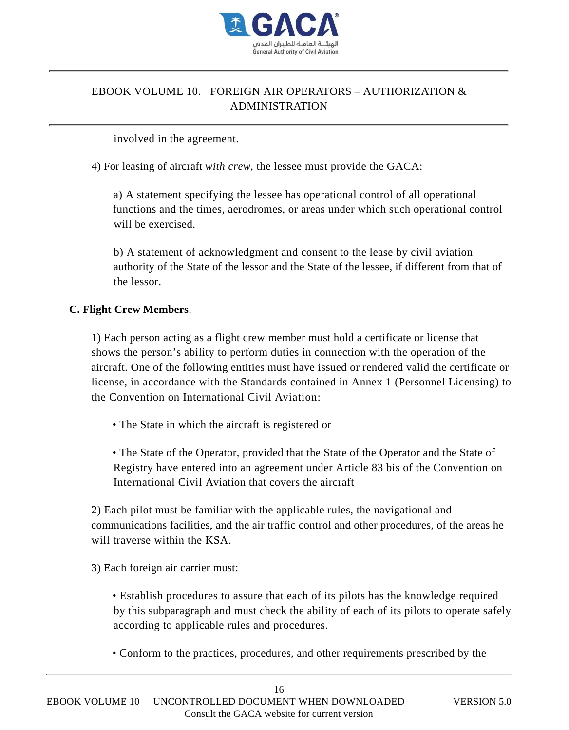involved in the agreement.

4) For leasing of aircraft *with crew*, the lessee must provide the GACA:

a) A statement specifying the lessee has operational control of all operational functions and the times, aerodromes, or areas under which such operational control will be exercised.

b) A statement of acknowledgment and consent to the lease by civil aviation authority of the State of the lessor and the State of the lessee, if different from that of the lessor.

**C. Flight Crew Members**.

1) Each person acting as a flight crew member must hold a certificate or license that shows the person's ability to perform duties in connection with the operation of the aircraft. One of the following entities must have issued or rendered valid the certificate or license, in accordance with the Standards contained in Annex 1 (Personnel Licensing) to the Convention on International Civil Aviation:

- The State in which the aircraft is registered or
- The State of the Operator, provided that the State of the Operator and the State of Registry have entered into an agreement under Article 83 bis of the Convention on International Civil Aviation that covers the aircraft

2) Each pilot must be familiar with the applicable rules, the navigational and communications facilities, and the air traffic control and other procedures, of the areas he will traverse within the KSA.

3) Each foreign air carrier must:

- Establish procedures to assure that each of its pilots has the knowledge required by this subparagraph and must check the ability of each of its pilots to operate safely according to applicable rules and procedures.
- Conform to the practices, procedures, and other requirements prescribed by the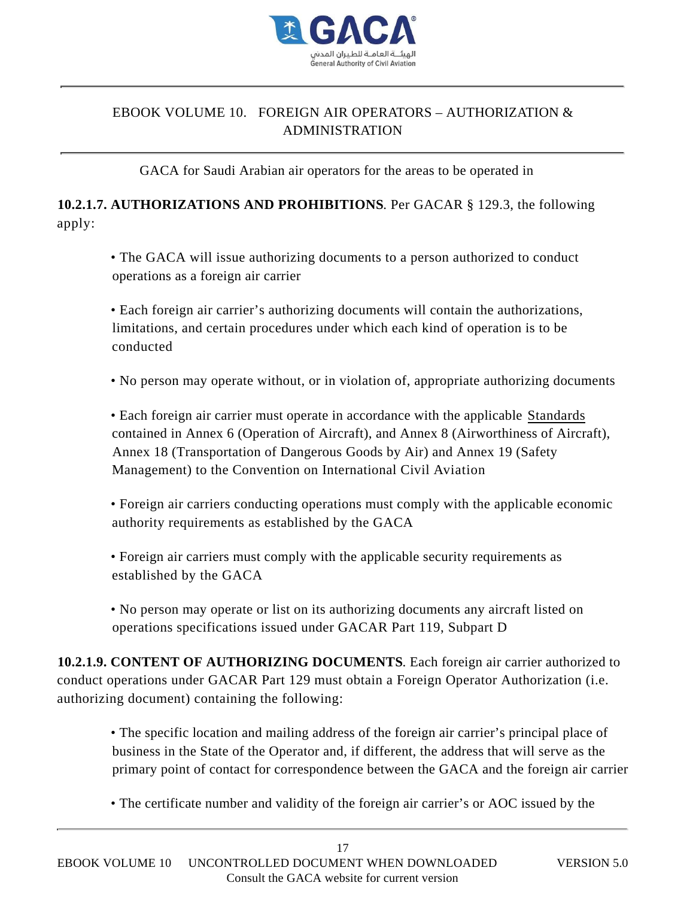GACA for Saudi Arabian air operators for the areas to be operated in

**10.2.1.7. AUTHORIZATIONS AND PROHIBITIONS**. Per GACAR § 129.3, the following apply:

- The GACA will issue authorizing documents to a person authorized to conduct operations as a foreign air carrier
- Each foreign air carrier's authorizing documents will contain the authorizations, limitations, and certain procedures under which each kind of operation is to be conducted
- No person may operate without, or in violation of, appropriate authorizing documents
- Each foreign air carrier must operate in accordance with the applicable Standards contained in Annex 6 (Operation of Aircraft), and Annex 8 (Airworthiness of Aircraft), Annex 18 (Transportation of Dangerous Goods by Air) and Annex 19 (Safety Management) to the Convention on International Civil Aviation
- Foreign air carriers conducting operations must comply with the applicable economic authority requirements as established by the GACA
- Foreign air carriers must comply with the applicable security requirements as established by the GACA
- No person may operate or list on its authorizing documents any aircraft listed on operations specifications issued under GACAR Part 119, Subpart D

**10.2.1.9. CONTENT OF AUTHORIZING DOCUMENTS**. Each foreign air carrier authorized to conduct operations under GACAR Part 129 must obtain a Foreign Operator Authorization (i.e. authorizing document) containing the following:

- The specific location and mailing address of the foreign air carrier's principal place of business in the State of the Operator and, if different, the address that will serve as the primary point of contact for correspondence between the GACA and the foreign air carrier
- The certificate number and validity of the foreign air carrier's or AOC issued by the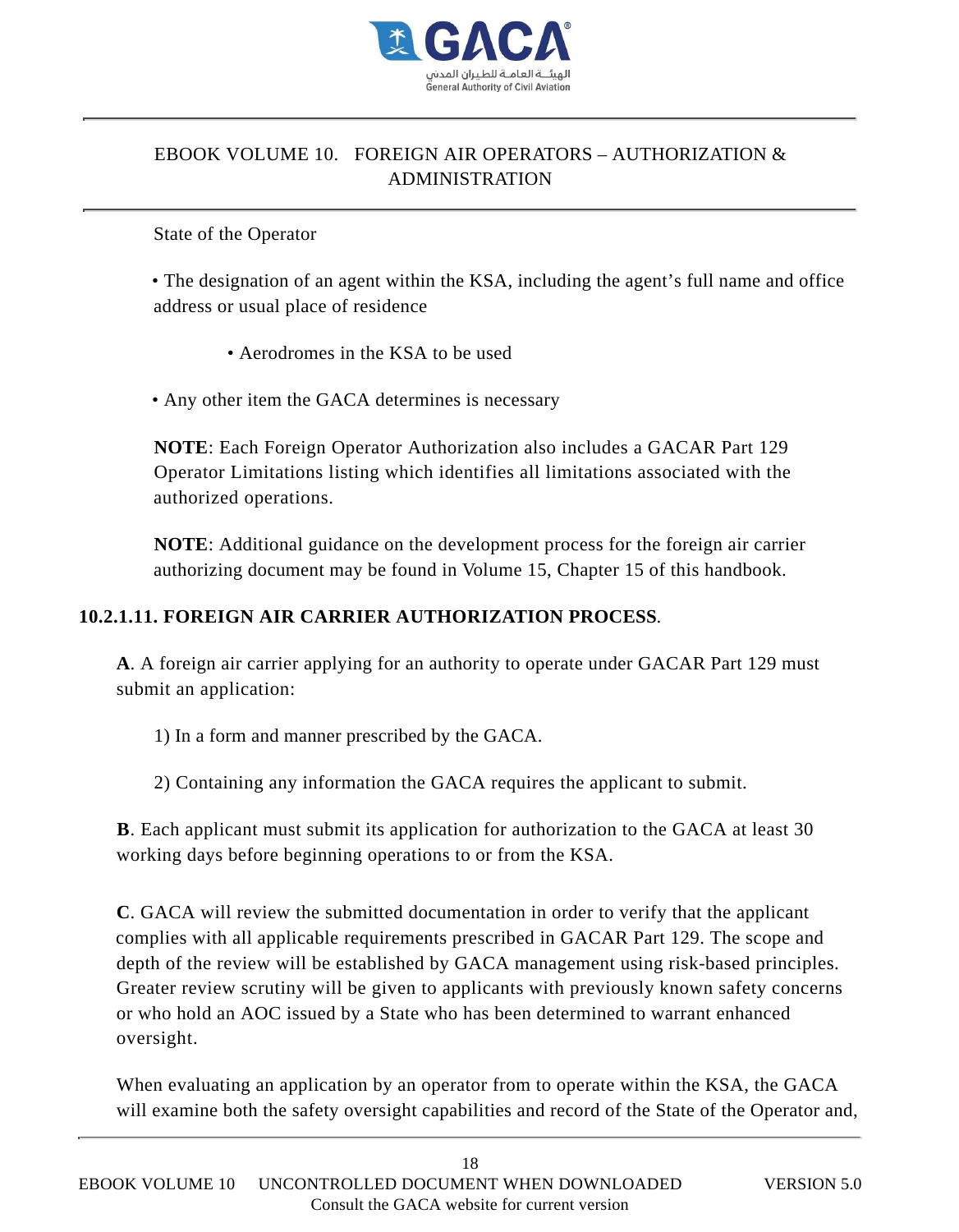State of the Operator

- The designation of an agent within the KSA, including the agent's full name and office address or usual place of residence
- Aerodromes in the KSA to be used
- Any other item the GACA determines is necessary

**NOTE**: Each Foreign Operator Authorization also includes a GACAR Part 129 Operator Limitations listing which identifies all limitations associated with the authorized operations.

**NOTE**: Additional guidance on the development process for the foreign air carrier authorizing document may be found in Volume 15, Chapter 15 of this handbook.

### 10.2.1.11. FOREIGN AIR CARRIER AUTHORIZATION PROCESS.

**A**. A foreign air carrier applying for an authority to operate under GACAR Part 129 must submit an application:

1) In a form and manner prescribed by the GACA.

2) Containing any information the GACA requires the applicant to submit.

**B**. Each applicant must submit its application for authorization to the GACA at least 30 working days before beginning operations to or from the KSA.

**C**. GACA will review the submitted documentation in order to verify that the applicant complies with all applicable requirements prescribed in GACAR Part 129. The scope and depth of the review will be established by GACA management using risk-based principles. Greater review scrutiny will be given to applicants with previously known safety concerns or who hold an AOC issued by a State who has been determined to warrant enhanced oversight.

When evaluating an application by an operator from to operate within the KSA, the GACA will examine both the safety oversight capabilities and record of the State of the Operator and,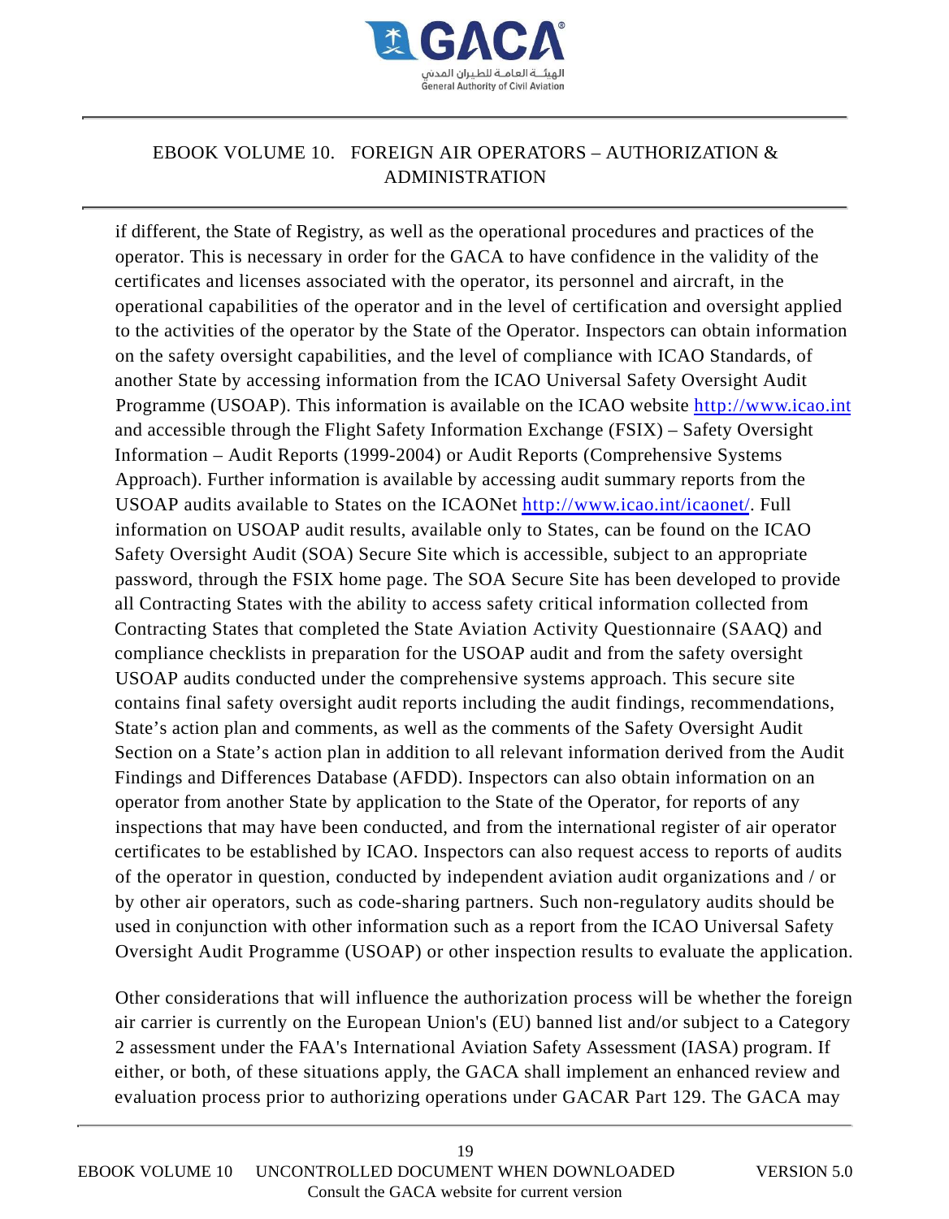if different, the State of Registry, as well as the operational procedures and practices of the operator. This is necessary in order for the GACA to have confidence in the validity of the certificates and licenses associated with the operator, its personnel and aircraft, in the operational capabilities of the operator and in the level of certification and oversight applied to the activities of the operator by the State of the Operator. Inspectors can obtain information on the safety oversight capabilities, and the level of compliance with ICAO Standards, of another State by accessing information from the ICAO Universal Safety Oversight Audit Programme (USOAP). This information is available on the ICAO website http://www.icao.int and accessible through the Flight Safety Information Exchange (FSIX) – Safety Oversight Information – Audit Reports (1999-2004) or Audit Reports (Comprehensive Systems Approach). Further information is available by accessing audit summary reports from the USOAP audits available to States on the ICAONet http://www.icao.int/icaonet/. Full information on USOAP audit results, available only to States, can be found on the ICAO Safety Oversight Audit (SOA) Secure Site which is accessible, subject to an appropriate password, through the FSIX home page. The SOA Secure Site has been developed to provide all Contracting States with the ability to access safety critical information collected from Contracting States that completed the State Aviation Activity Questionnaire (SAAQ) and compliance checklists in preparation for the USOAP audit and from the safety oversight USOAP audits conducted under the comprehensive systems approach. This secure site contains final safety oversight audit reports including the audit findings, recommendations, State's action plan and comments, as well as the comments of the Safety Oversight Audit Section on a State's action plan in addition to all relevant information derived from the Audit Findings and Differences Database (AFDD). Inspectors can also obtain information on an operator from another State by application to the State of the Operator, for reports of any inspections that may have been conducted, and from the international register of air operator certificates to be established by ICAO. Inspectors can also request access to reports of audits of the operator in question, conducted by independent aviation audit organizations and / or by other air operators, such as code-sharing partners. Such non-regulatory audits should be used in conjunction with other information such as a report from the ICAO Universal Safety Oversight Audit Programme (USOAP) or other inspection results to evaluate the application.

Other considerations that will influence the authorization process will be whether the foreign air carrier is currently on the European Union's (EU) banned list and/or subject to a Category 2 assessment under the FAA's International Aviation Safety Assessment (IASA) program. If either, or both, of these situations apply, the GACA shall implement an enhanced review and evaluation process prior to authorizing operations under GACAR Part 129. The GACA may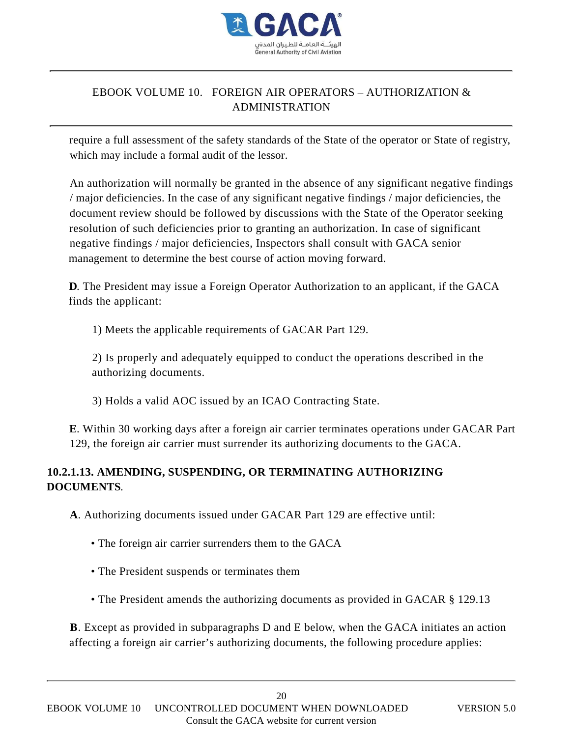require a full assessment of the safety standards of the State of the operator or State of registry, which may include a formal audit of the lessor.

An authorization will normally be granted in the absence of any significant negative findings / major deficiencies. In the case of any significant negative findings / major deficiencies, the document review should be followed by discussions with the State of the Operator seeking resolution of such deficiencies prior to granting an authorization. In case of significant negative findings / major deficiencies, Inspectors shall consult with GACA senior management to determine the best course of action moving forward.

**D**. The President may issue a Foreign Operator Authorization to an applicant, if the GACA finds the applicant:

1) Meets the applicable requirements of GACAR Part 129.

2) Is properly and adequately equipped to conduct the operations described in the authorizing documents.

3) Holds a valid AOC issued by an ICAO Contracting State.

**E**. Within 30 working days after a foreign air carrier terminates operations under GACAR Part 129, the foreign air carrier must surrender its authorizing documents to the GACA.

### 10.2.1.13. AMENDING, SUSPENDING, OR TERMINATING AUTHORIZING DOCUMENTS.

**A**. Authorizing documents issued under GACAR Part 129 are effective until:

- The foreign air carrier surrenders them to the GACA
- The President suspends or terminates them
- The President amends the authorizing documents as provided in GACAR § 129.13

**B**. Except as provided in subparagraphs D and E below, when the GACA initiates an action affecting a foreign air carrier's authorizing documents, the following procedure applies: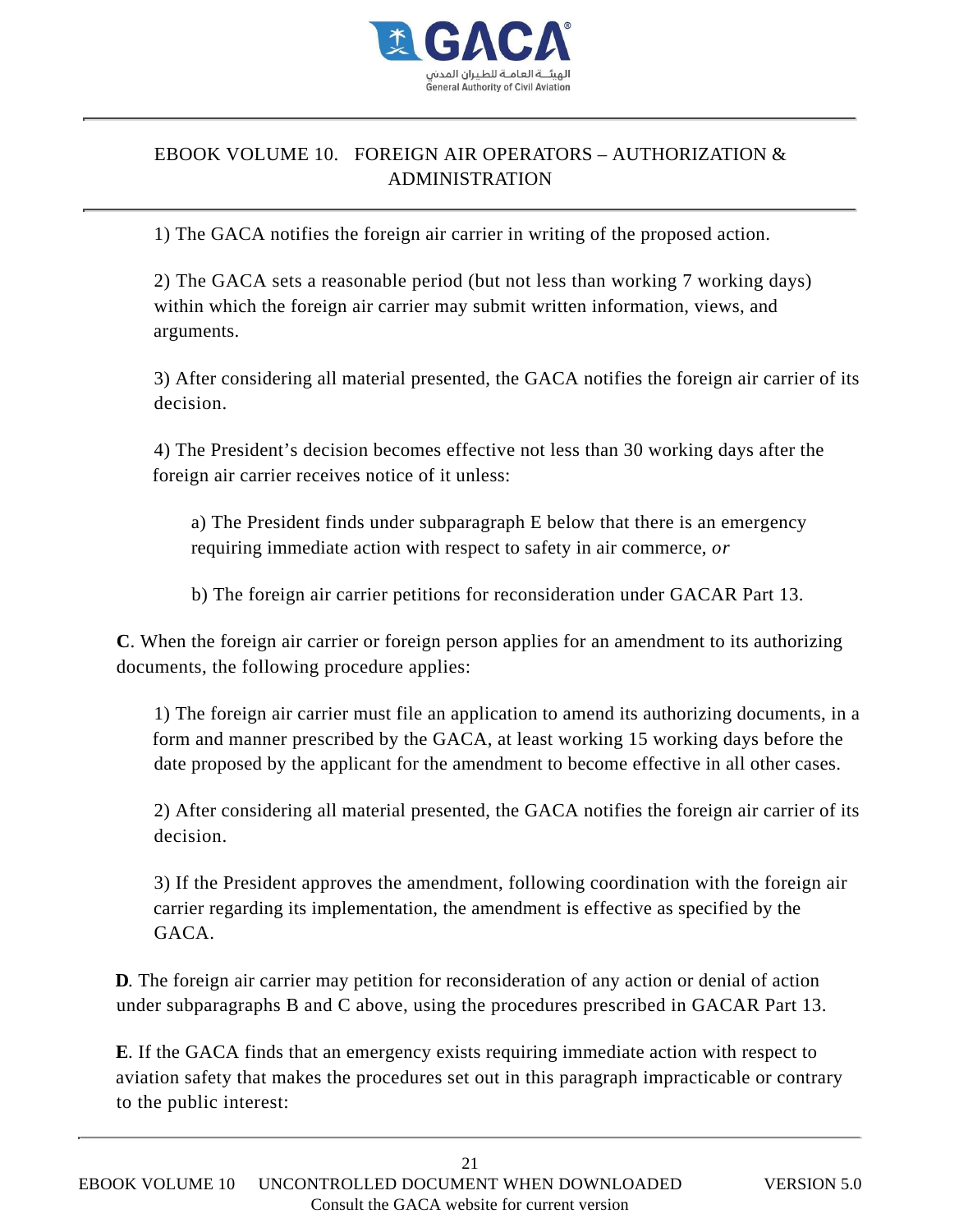1) The GACA notifies the foreign air carrier in writing of the proposed action.

2) The GACA sets a reasonable period (but not less than working 7 working days) within which the foreign air carrier may submit written information, views, and arguments.

3) After considering all material presented, the GACA notifies the foreign air carrier of its decision.

4) The President's decision becomes effective not less than 30 working days after the foreign air carrier receives notice of it unless:

a) The President finds under subparagraph E below that there is an emergency requiring immediate action with respect to safety in air commerce, *or*

b) The foreign air carrier petitions for reconsideration under GACAR Part 13.

**C**. When the foreign air carrier or foreign person applies for an amendment to its authorizing documents, the following procedure applies:

1) The foreign air carrier must file an application to amend its authorizing documents, in a form and manner prescribed by the GACA, at least working 15 working days before the date proposed by the applicant for the amendment to become effective in all other cases.

2) After considering all material presented, the GACA notifies the foreign air carrier of its decision.

3) If the President approves the amendment, following coordination with the foreign air carrier regarding its implementation, the amendment is effective as specified by the GACA.

**D**. The foreign air carrier may petition for reconsideration of any action or denial of action under subparagraphs B and C above, using the procedures prescribed in GACAR Part 13.

**E**. If the GACA finds that an emergency exists requiring immediate action with respect to aviation safety that makes the procedures set out in this paragraph impracticable or contrary to the public interest: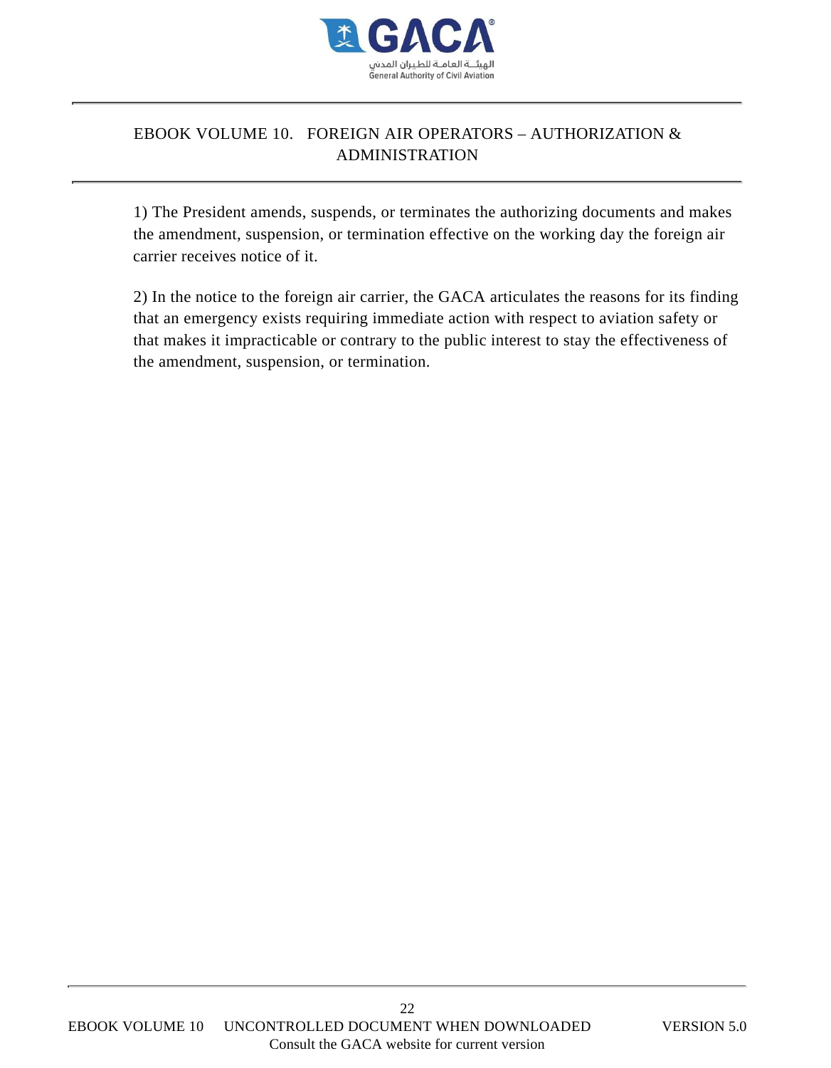1) The President amends, suspends, or terminates the authorizing documents and makes the amendment, suspension, or termination effective on the working day the foreign air carrier receives notice of it.

2) In the notice to the foreign air carrier, the GACA articulates the reasons for its finding that an emergency exists requiring immediate action with respect to aviation safety or that makes it impracticable or contrary to the public interest to stay the effectiveness of the amendment, suspension, or termination.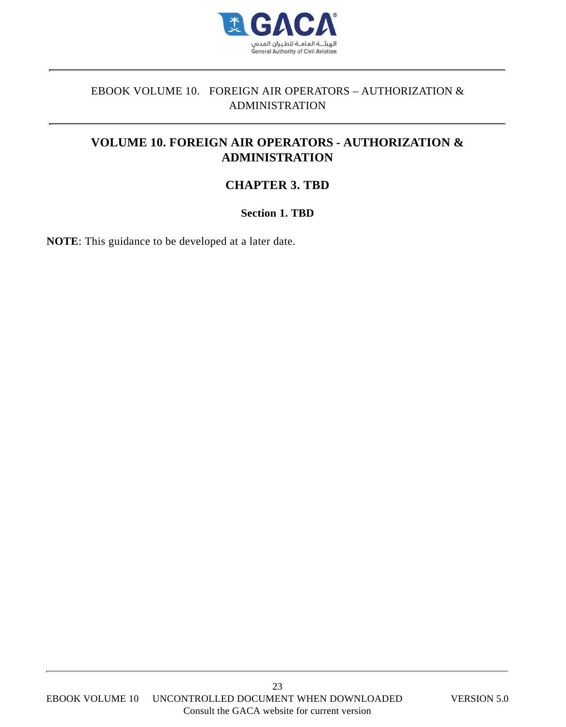# VOLUME 10. FOREIGN AIR OPERATORS - AUTHORIZATION & ADMINISTRATION

## CHAPTER 3. TBD

### Section 1. TBD

**NOTE**: This guidance to be developed at a later date.